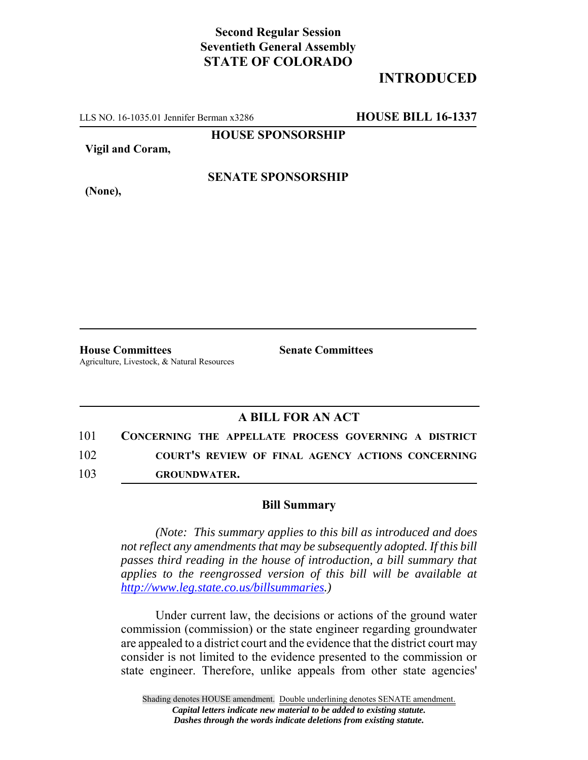**Second Regular Session**
**Seventieth General Assembly**
**STATE OF COLORADO**

**INTRODUCED**

LLS NO. 16-1035.01 Jennifer Berman x3286 **HOUSE BILL 16-1337**

**HOUSE SPONSORSHIP**

**Vigil and Coram,**

**SENATE SPONSORSHIP**

**(None),**

**House Committees**
Agriculture, Livestock, & Natural Resources

**Senate Committees**

## A BILL FOR AN ACT

101 **CONCERNING THE APPELLATE PROCESS GOVERNING A DISTRICT**
102 **COURT'S REVIEW OF FINAL AGENCY ACTIONS CONCERNING**
103 **GROUNDWATER.**

### Bill Summary

*(Note: This summary applies to this bill as introduced and does not reflect any amendments that may be subsequently adopted. If this bill passes third reading in the house of introduction, a bill summary that applies to the reengrossed version of this bill will be available at http://www.leg.state.co.us/billsummaries.)*

Under current law, the decisions or actions of the ground water commission (commission) or the state engineer regarding groundwater are appealed to a district court and the evidence that the district court may consider is not limited to the evidence presented to the commission or state engineer. Therefore, unlike appeals from other state agencies'

Shading denotes HOUSE amendment. Double underlining denotes SENATE amendment.
*Capital letters indicate new material to be added to existing statute.*
*Dashes through the words indicate deletions from existing statute.*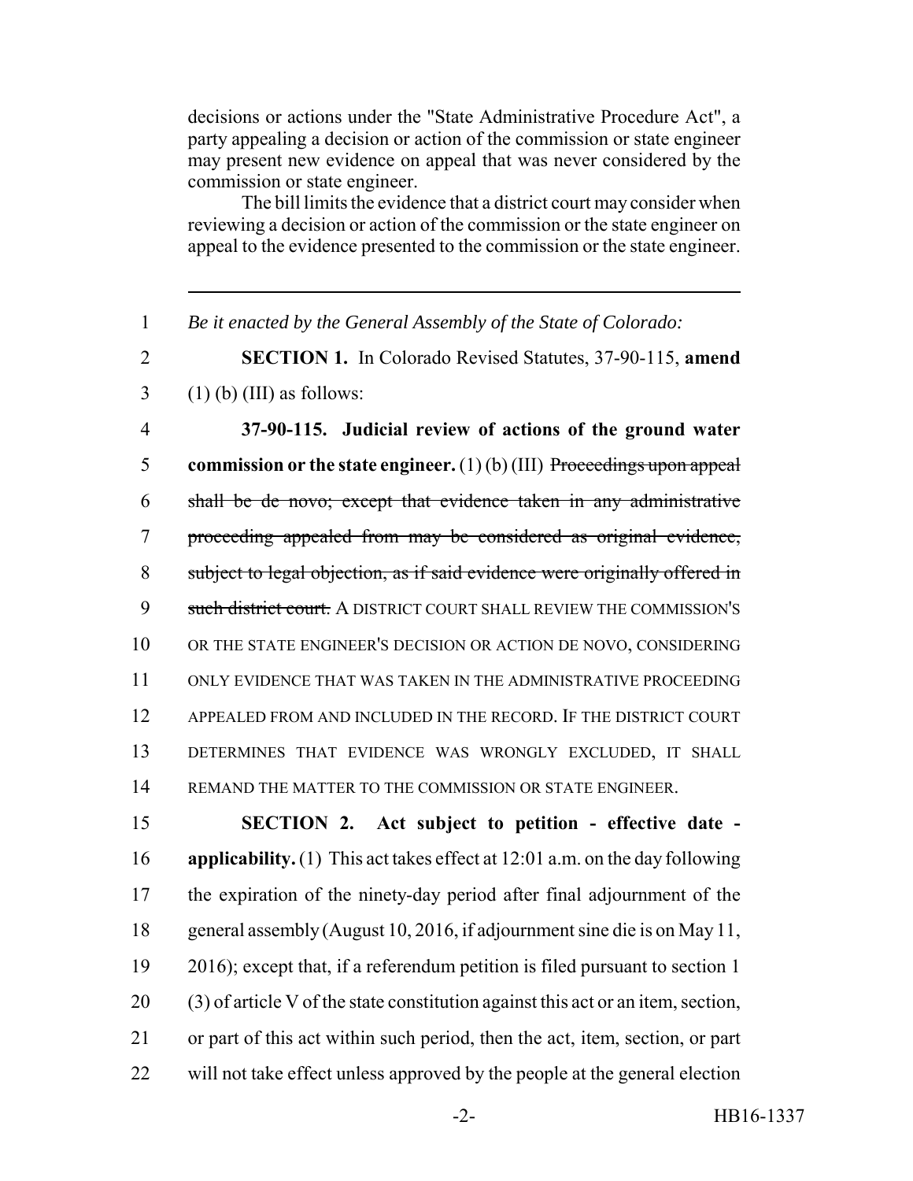decisions or actions under the "State Administrative Procedure Act", a party appealing a decision or action of the commission or state engineer may present new evidence on appeal that was never considered by the commission or state engineer.

The bill limits the evidence that a district court may consider when reviewing a decision or action of the commission or the state engineer on appeal to the evidence presented to the commission or the state engineer.

---

1 *Be it enacted by the General Assembly of the State of Colorado:*

2 **SECTION 1.** In Colorado Revised Statutes, 37-90-115, **amend**
3 (1) (b) (III) as follows:

4 **37-90-115. Judicial review of actions of the ground water**
5 **commission or the state engineer.** (1) (b) (III) ~~Proceedings upon appeal~~
6 ~~shall be de novo; except that evidence taken in any administrative~~
7 ~~proceeding appealed from may be considered as original evidence,~~
8 ~~subject to legal objection, as if said evidence were originally offered in~~
9 ~~such district court.~~ A DISTRICT COURT SHALL REVIEW THE COMMISSION'S
10 OR THE STATE ENGINEER'S DECISION OR ACTION DE NOVO, CONSIDERING
11 ONLY EVIDENCE THAT WAS TAKEN IN THE ADMINISTRATIVE PROCEEDING
12 APPEALED FROM AND INCLUDED IN THE RECORD. IF THE DISTRICT COURT
13 DETERMINES THAT EVIDENCE WAS WRONGLY EXCLUDED, IT SHALL
14 REMAND THE MATTER TO THE COMMISSION OR STATE ENGINEER.

15 **SECTION 2. Act subject to petition - effective date -**
16 **applicability.** (1) This act takes effect at 12:01 a.m. on the day following
17 the expiration of the ninety-day period after final adjournment of the
18 general assembly (August 10, 2016, if adjournment sine die is on May 11,
19 2016); except that, if a referendum petition is filed pursuant to section 1
20 (3) of article V of the state constitution against this act or an item, section,
21 or part of this act within such period, then the act, item, section, or part
22 will not take effect unless approved by the people at the general election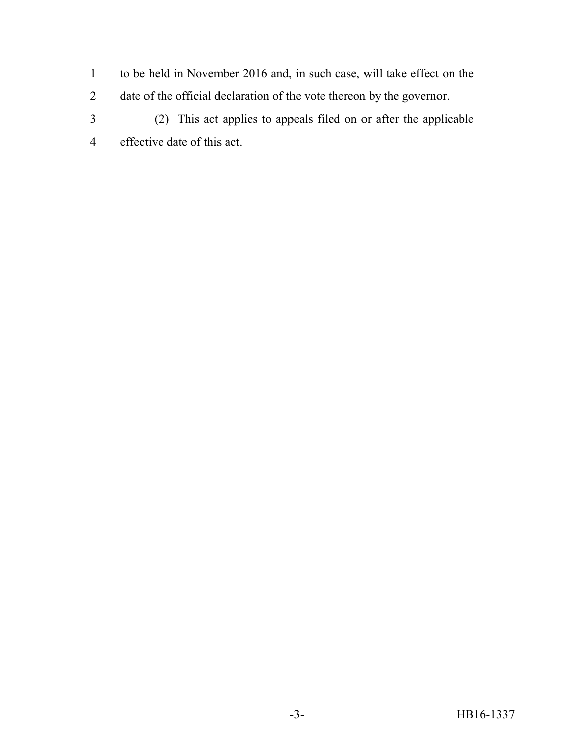to be held in November 2016 and, in such case, will take effect on the date of the official declaration of the vote thereon by the governor.

(2) This act applies to appeals filed on or after the applicable effective date of this act.